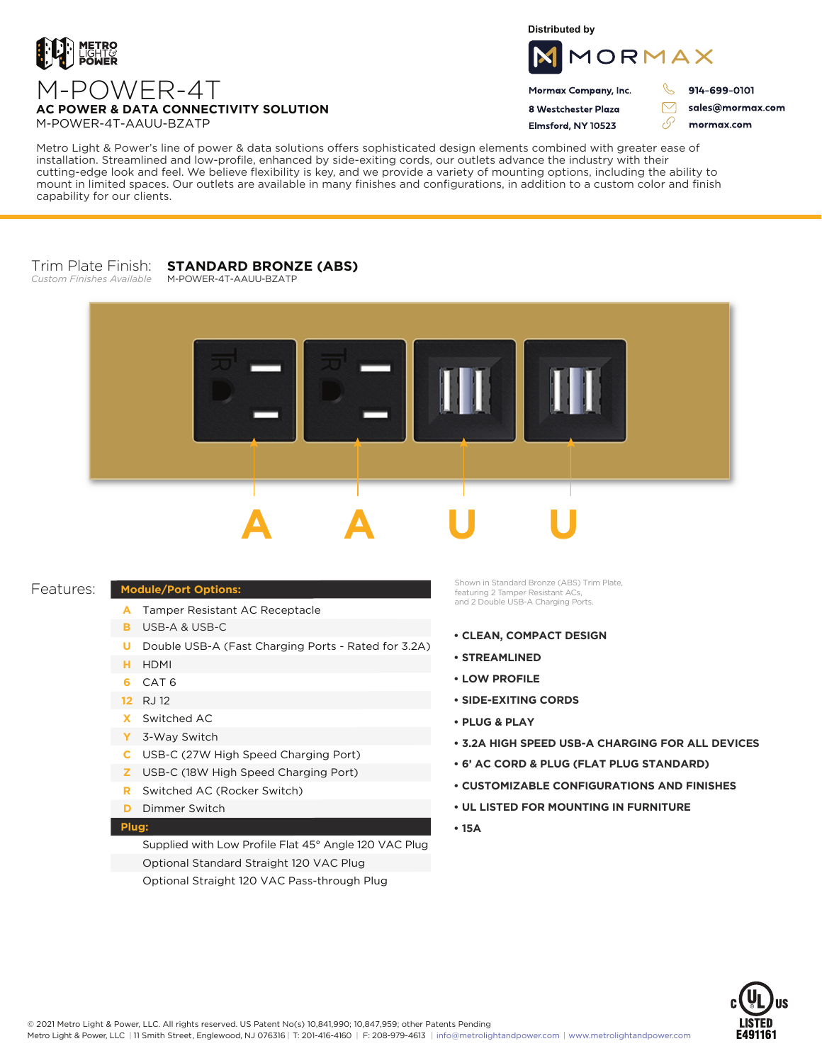METRO LIGHT & POWER

# M-POWER-4T

**AC POWER & DATA CONNECTIVITY SOLUTION**

M-POWER-4T-AAUU-BZATP

Distributed by

MORMAX

**Mormax Company, Inc.**
**8 Westchester Plaza**
**Elmsford, NY 10523**

**914-699-0101**
**sales@mormax.com**
**mormax.com**

Metro Light & Power's line of power & data solutions offers sophisticated design elements combined with greater ease of installation. Streamlined and low-profile, enhanced by side-exiting cords, our outlets advance the industry with their cutting-edge look and feel. We believe flexibility is key, and we provide a variety of mounting options, including the ability to mount in limited spaces. Our outlets are available in many finishes and configurations, in addition to a custom color and finish capability for our clients.

Trim Plate Finish: **STANDARD BRONZE (ABS)**
*Custom Finishes Available*
M-POWER-4T-AAUU-BZATP

A A U U

Shown in Standard Bronze (ABS) Trim Plate, featuring 2 Tamper Resistant ACs, and 2 Double USB-A Charging Ports.

## Features:

| **Module/Port Options:** | |
|---|---|
| A | Tamper Resistant AC Receptacle |
| B | USB-A & USB-C |
| U | Double USB-A (Fast Charging Ports - Rated for 3.2A) |
| H | HDMI |
| 6 | CAT 6 |
| 12 | RJ 12 |
| X | Switched AC |
| Y | 3-Way Switch |
| C | USB-C (27W High Speed Charging Port) |
| Z | USB-C (18W High Speed Charging Port) |
| R | Switched AC (Rocker Switch) |
| D | Dimmer Switch |
| **Plug:** | |
| | Supplied with Low Profile Flat 45° Angle 120 VAC Plug |
| | Optional Standard Straight 120 VAC Plug |
| | Optional Straight 120 VAC Pass-through Plug |

- **CLEAN, COMPACT DESIGN**
- **STREAMLINED**
- **LOW PROFILE**
- **SIDE-EXITING CORDS**
- **PLUG & PLAY**
- **3.2A HIGH SPEED USB-A CHARGING FOR ALL DEVICES**
- **6' AC CORD & PLUG (FLAT PLUG STANDARD)**
- **CUSTOMIZABLE CONFIGURATIONS AND FINISHES**
- **UL LISTED FOR MOUNTING IN FURNITURE**
- **15A**

© 2021 Metro Light & Power, LLC. All rights reserved. US Patent No(s) 10,841,990; 10,847,959; other Patents Pending
Metro Light & Power, LLC | 11 Smith Street, Englewood, NJ 076316 | T: 201-416-4160 | F: 208-979-4613 | info@metrolightandpower.com | www.metrolightandpower.com

c UL us LISTED E491161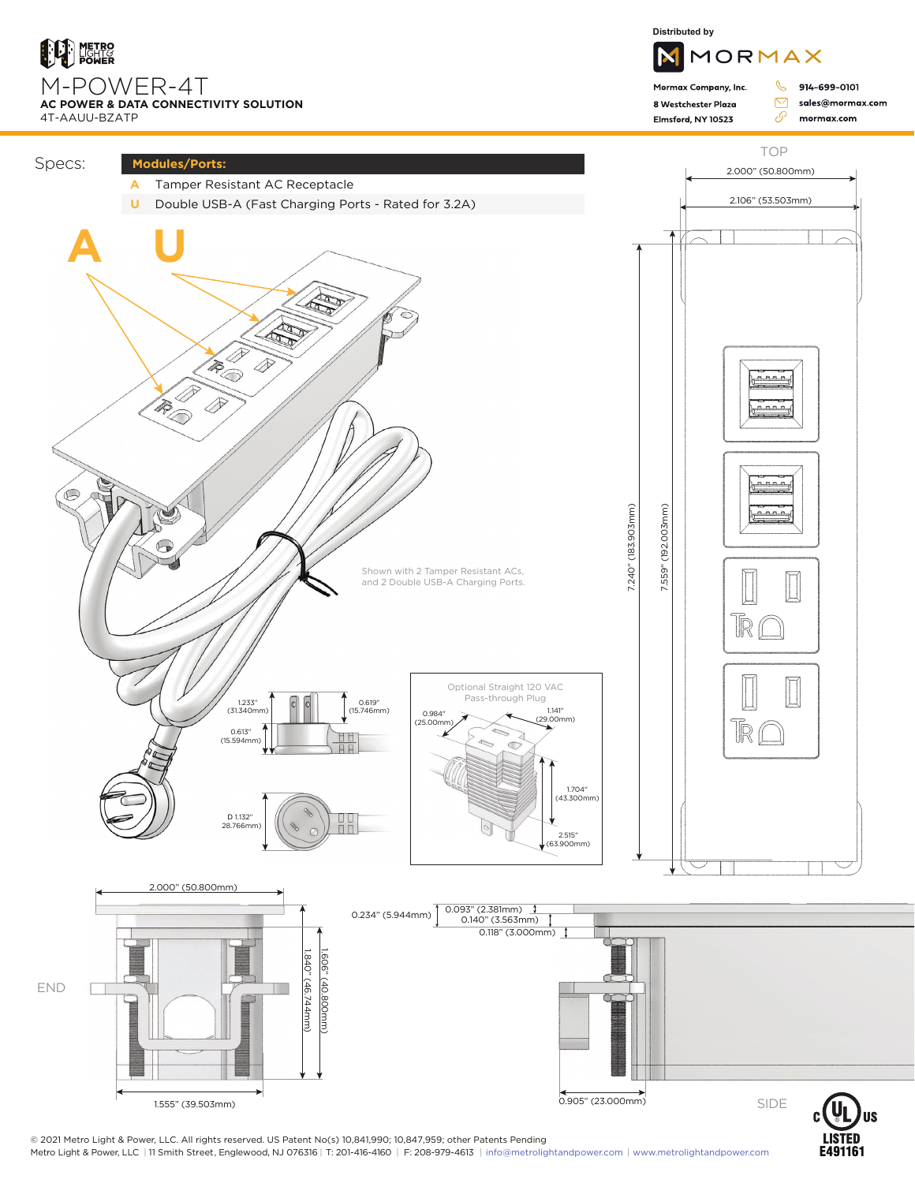METRO LIGHT & POWER

# M-POWER-4T

**AC POWER & DATA CONNECTIVITY SOLUTION**

4T-AAUU-BZATP

Distributed by

MORMAX

Mormax Company, Inc.
8 Westchester Plaza
Elmsford, NY 10523

914-699-0101
sales@mormax.com
mormax.com

Specs:

| Modules/Ports: | |
|---|---|
| A | Tamper Resistant AC Receptacle |
| U | Double USB-A (Fast Charging Ports - Rated for 3.2A) |

A U

Shown with 2 Tamper Resistant ACs, and 2 Double USB-A Charging Ports.

TOP

2.000" (50.800mm)

2.106" (53.503mm)

7.240" (183.903mm)

7.559" (192.003mm)

1.233" (31.340mm)

0.619" (15.746mm)

0.613" (15.594mm)

D 1.132" 28.766mm)

Optional Straight 120 VAC Pass-through Plug

0.984" (25.00mm)

1.141" (29.00mm)

1.704" (43.300mm)

2.515" (63.900mm)

END

2.000" (50.800mm)

1.840" (46.744mm)

1.606" (40.800mm)

1.555" (39.503mm)

SIDE

0.234" (5.944mm)

0.093" (2.381mm)

0.140" (3.563mm)

0.118" (3.000mm)

0.905" (23.000mm)

© 2021 Metro Light & Power, LLC. All rights reserved. US Patent No(s) 10,841,990; 10,847,959; other Patents Pending

Metro Light & Power, LLC | 11 Smith Street, Englewood, NJ 076316 | T: 201-416-4160 | F: 208-979-4613 | info@metrolightandpower.com | www.metrolightandpower.com

c UL US LISTED E491161